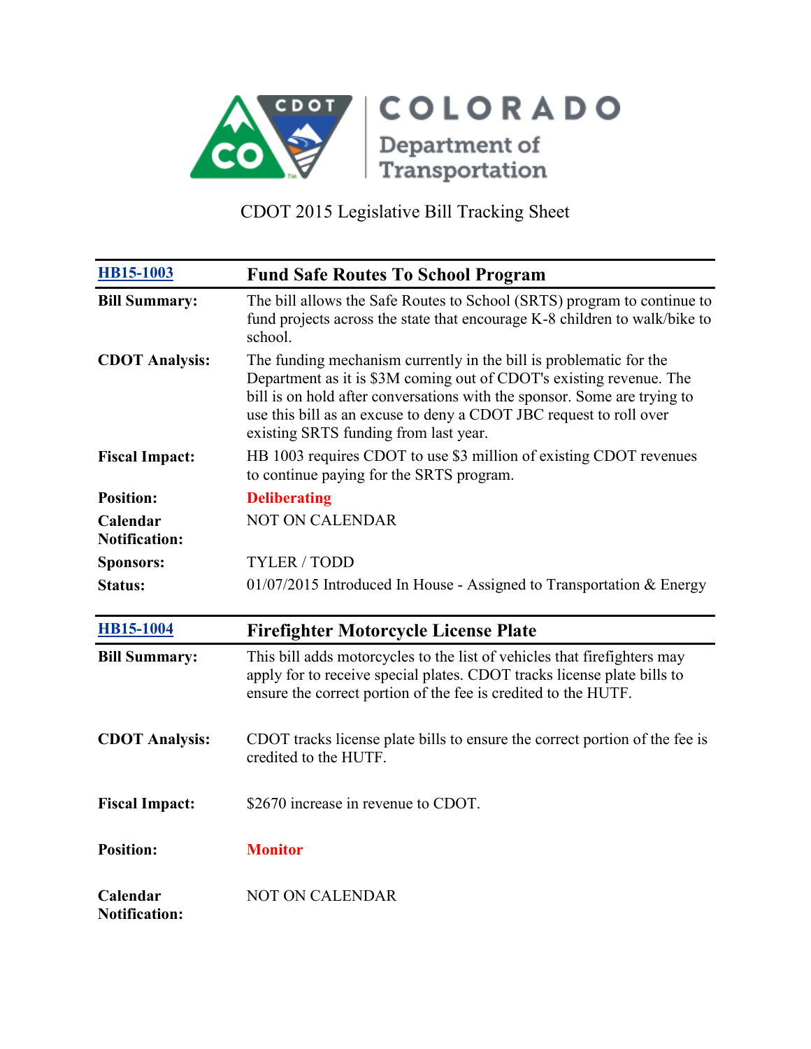COLORADO Department of Transportation

CDOT 2015 Legislative Bill Tracking Sheet

## HB15-1003 — Fund Safe Routes To School Program

| | |
|---|---|
| **Bill Summary:** | The bill allows the Safe Routes to School (SRTS) program to continue to fund projects across the state that encourage K-8 children to walk/bike to school. |
| **CDOT Analysis:** | The funding mechanism currently in the bill is problematic for the Department as it is $3M coming out of CDOT's existing revenue. The bill is on hold after conversations with the sponsor. Some are trying to use this bill as an excuse to deny a CDOT JBC request to roll over existing SRTS funding from last year. |
| **Fiscal Impact:** | HB 1003 requires CDOT to use $3 million of existing CDOT revenues to continue paying for the SRTS program. |
| **Position:** | **Deliberating** |
| **Calendar Notification:** | NOT ON CALENDAR |
| **Sponsors:** | TYLER / TODD |
| **Status:** | 01/07/2015 Introduced In House - Assigned to Transportation & Energy |

## HB15-1004 — Firefighter Motorcycle License Plate

| | |
|---|---|
| **Bill Summary:** | This bill adds motorcycles to the list of vehicles that firefighters may apply for to receive special plates. CDOT tracks license plate bills to ensure the correct portion of the fee is credited to the HUTF. |
| **CDOT Analysis:** | CDOT tracks license plate bills to ensure the correct portion of the fee is credited to the HUTF. |
| **Fiscal Impact:** | $2670 increase in revenue to CDOT. |
| **Position:** | **Monitor** |
| **Calendar Notification:** | NOT ON CALENDAR |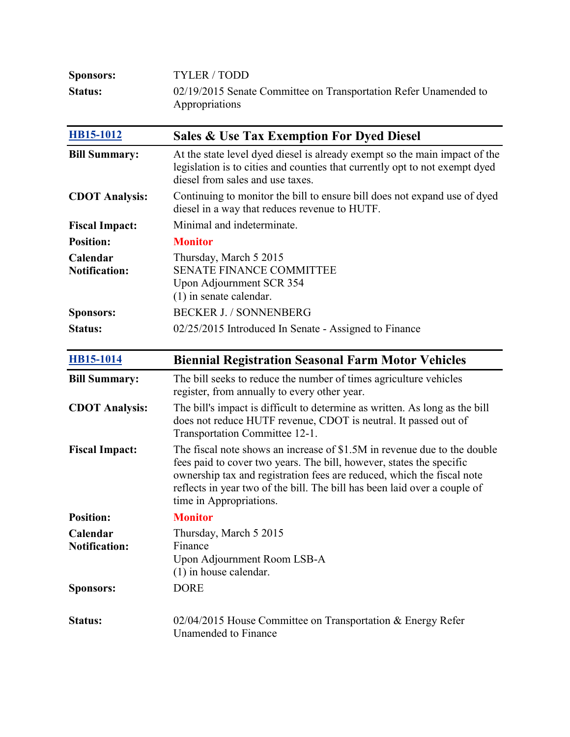| | |
|---|---|
| **Sponsors:** | TYLER / TODD |
| **Status:** | 02/19/2015 Senate Committee on Transportation Refer Unamended to Appropriations |

| [HB15-1012](#) | **Sales & Use Tax Exemption For Dyed Diesel** |
|---|---|
| **Bill Summary:** | At the state level dyed diesel is already exempt so the main impact of the legislation is to cities and counties that currently opt to not exempt dyed diesel from sales and use taxes. |
| **CDOT Analysis:** | Continuing to monitor the bill to ensure bill does not expand use of dyed diesel in a way that reduces revenue to HUTF. |
| **Fiscal Impact:** | Minimal and indeterminate. |
| **Position:** | **Monitor** |
| **Calendar Notification:** | Thursday, March 5 2015<br>SENATE FINANCE COMMITTEE<br>Upon Adjournment SCR 354<br>(1) in senate calendar. |
| **Sponsors:** | BECKER J. / SONNENBERG |
| **Status:** | 02/25/2015 Introduced In Senate - Assigned to Finance |

| [HB15-1014](#) | **Biennial Registration Seasonal Farm Motor Vehicles** |
|---|---|
| **Bill Summary:** | The bill seeks to reduce the number of times agriculture vehicles register, from annually to every other year. |
| **CDOT Analysis:** | The bill's impact is difficult to determine as written. As long as the bill does not reduce HUTF revenue, CDOT is neutral. It passed out of Transportation Committee 12-1. |
| **Fiscal Impact:** | The fiscal note shows an increase of $1.5M in revenue due to the double fees paid to cover two years. The bill, however, states the specific ownership tax and registration fees are reduced, which the fiscal note reflects in year two of the bill. The bill has been laid over a couple of time in Appropriations. |
| **Position:** | **Monitor** |
| **Calendar Notification:** | Thursday, March 5 2015<br>Finance<br>Upon Adjournment Room LSB-A<br>(1) in house calendar. |
| **Sponsors:** | DORE |
| **Status:** | 02/04/2015 House Committee on Transportation & Energy Refer Unamended to Finance |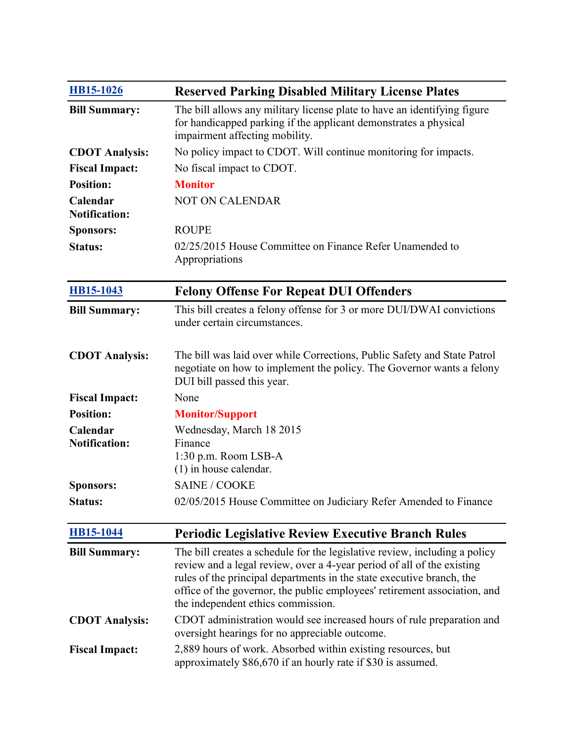| [HB15-1026](#) | **Reserved Parking Disabled Military License Plates** |
|---|---|
| **Bill Summary:** | The bill allows any military license plate to have an identifying figure for handicapped parking if the applicant demonstrates a physical impairment affecting mobility. |
| **CDOT Analysis:** | No policy impact to CDOT. Will continue monitoring for impacts. |
| **Fiscal Impact:** | No fiscal impact to CDOT. |
| **Position:** | **Monitor** |
| **Calendar Notification:** | NOT ON CALENDAR |
| **Sponsors:** | ROUPE |
| **Status:** | 02/25/2015 House Committee on Finance Refer Unamended to Appropriations |

| [HB15-1043](#) | **Felony Offense For Repeat DUI Offenders** |
|---|---|
| **Bill Summary:** | This bill creates a felony offense for 3 or more DUI/DWAI convictions under certain circumstances. |
| **CDOT Analysis:** | The bill was laid over while Corrections, Public Safety and State Patrol negotiate on how to implement the policy. The Governor wants a felony DUI bill passed this year. |
| **Fiscal Impact:** | None |
| **Position:** | **Monitor/Support** |
| **Calendar Notification:** | Wednesday, March 18 2015<br>Finance<br>1:30 p.m. Room LSB-A<br>(1) in house calendar. |
| **Sponsors:** | SAINE / COOKE |
| **Status:** | 02/05/2015 House Committee on Judiciary Refer Amended to Finance |

| [HB15-1044](#) | **Periodic Legislative Review Executive Branch Rules** |
|---|---|
| **Bill Summary:** | The bill creates a schedule for the legislative review, including a policy review and a legal review, over a 4-year period of all of the existing rules of the principal departments in the state executive branch, the office of the governor, the public employees' retirement association, and the independent ethics commission. |
| **CDOT Analysis:** | CDOT administration would see increased hours of rule preparation and oversight hearings for no appreciable outcome. |
| **Fiscal Impact:** | 2,889 hours of work. Absorbed within existing resources, but approximately $86,670 if an hourly rate if $30 is assumed. |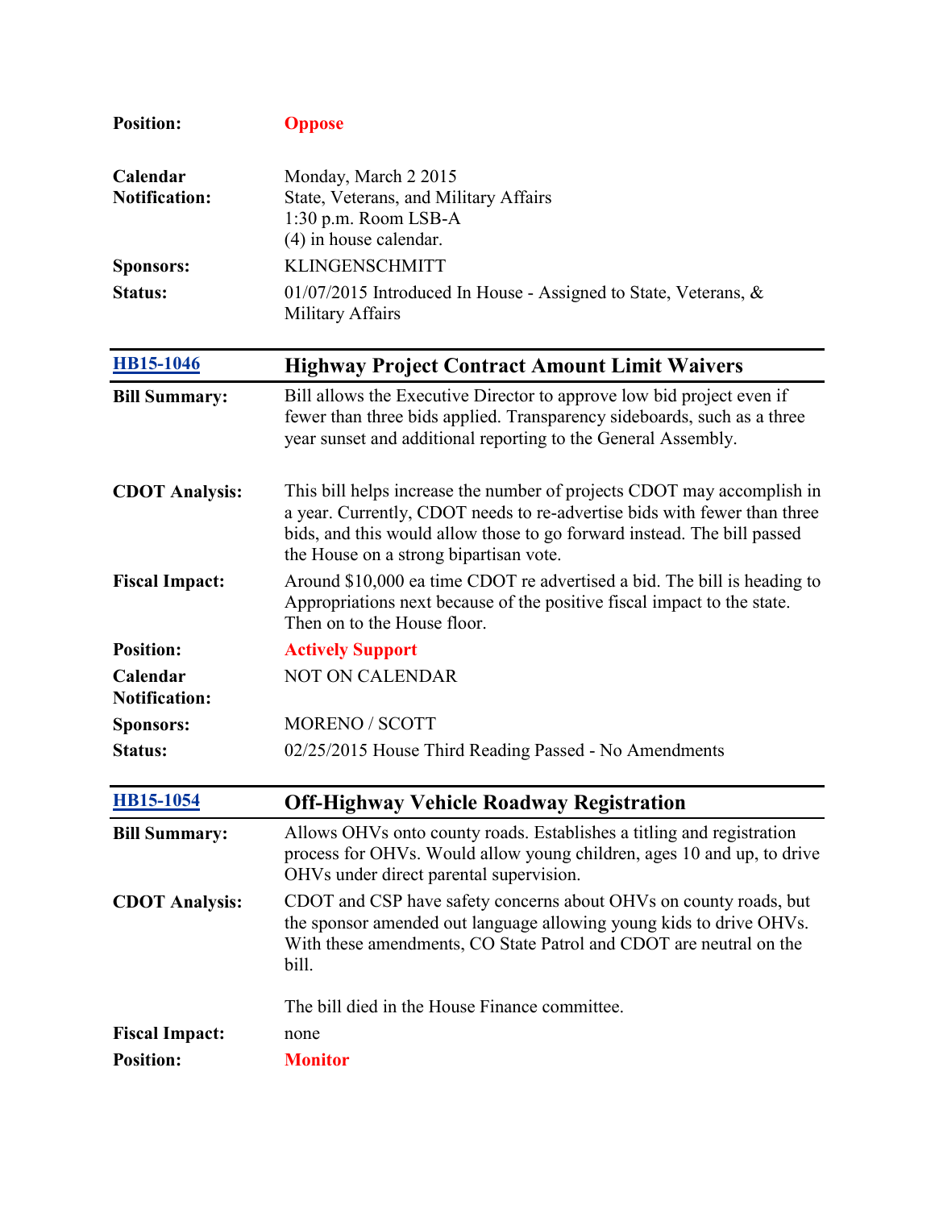| | |
|---|---|
| **Position:** | **Oppose** |
| **Calendar Notification:** | Monday, March 2 2015<br>State, Veterans, and Military Affairs<br>1:30 p.m. Room LSB-A<br>(4) in house calendar. |
| **Sponsors:** | KLINGENSCHMITT |
| **Status:** | 01/07/2015 Introduced In House - Assigned to State, Veterans, & Military Affairs |

| [HB15-1046](#) | **Highway Project Contract Amount Limit Waivers** |
|---|---|
| **Bill Summary:** | Bill allows the Executive Director to approve low bid project even if fewer than three bids applied. Transparency sideboards, such as a three year sunset and additional reporting to the General Assembly. |
| **CDOT Analysis:** | This bill helps increase the number of projects CDOT may accomplish in a year. Currently, CDOT needs to re-advertise bids with fewer than three bids, and this would allow those to go forward instead. The bill passed the House on a strong bipartisan vote. |
| **Fiscal Impact:** | Around $10,000 ea time CDOT re advertised a bid. The bill is heading to Appropriations next because of the positive fiscal impact to the state. Then on to the House floor. |
| **Position:** | **Actively Support** |
| **Calendar Notification:** | NOT ON CALENDAR |
| **Sponsors:** | MORENO / SCOTT |
| **Status:** | 02/25/2015 House Third Reading Passed - No Amendments |

| [HB15-1054](#) | **Off-Highway Vehicle Roadway Registration** |
|---|---|
| **Bill Summary:** | Allows OHVs onto county roads. Establishes a titling and registration process for OHVs. Would allow young children, ages 10 and up, to drive OHVs under direct parental supervision. |
| **CDOT Analysis:** | CDOT and CSP have safety concerns about OHVs on county roads, but the sponsor amended out language allowing young kids to drive OHVs. With these amendments, CO State Patrol and CDOT are neutral on the bill.<br><br>The bill died in the House Finance committee. |
| **Fiscal Impact:** | none |
| **Position:** | **Monitor** |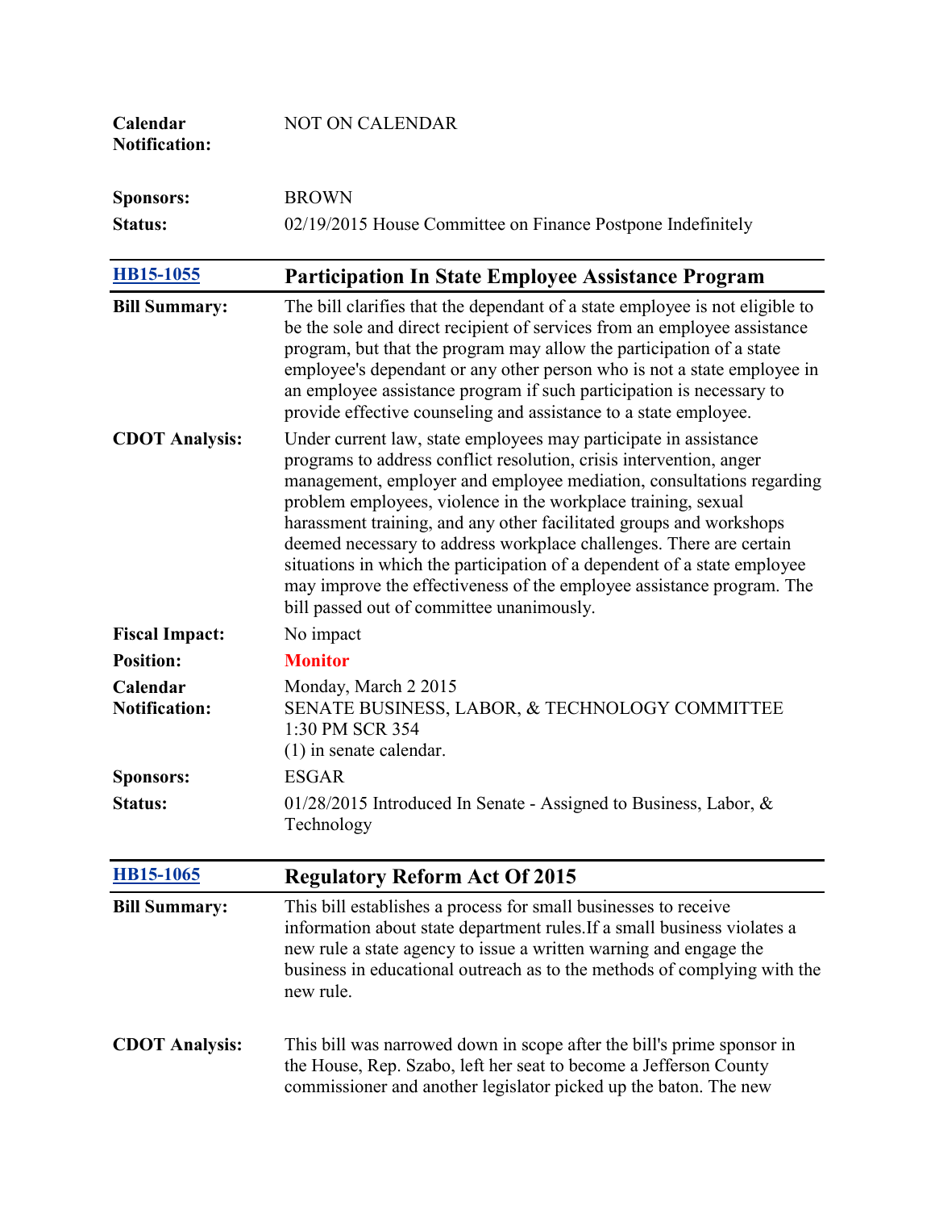| | |
|---|---|
| **Calendar Notification:** | NOT ON CALENDAR |
| **Sponsors:** | BROWN |
| **Status:** | 02/19/2015 House Committee on Finance Postpone Indefinitely |

## HB15-1055 Participation In State Employee Assistance Program

| | |
|---|---|
| **Bill Summary:** | The bill clarifies that the dependant of a state employee is not eligible to be the sole and direct recipient of services from an employee assistance program, but that the program may allow the participation of a state employee's dependant or any other person who is not a state employee in an employee assistance program if such participation is necessary to provide effective counseling and assistance to a state employee. |
| **CDOT Analysis:** | Under current law, state employees may participate in assistance programs to address conflict resolution, crisis intervention, anger management, employer and employee mediation, consultations regarding problem employees, violence in the workplace training, sexual harassment training, and any other facilitated groups and workshops deemed necessary to address workplace challenges. There are certain situations in which the participation of a dependent of a state employee may improve the effectiveness of the employee assistance program. The bill passed out of committee unanimously. |
| **Fiscal Impact:** | No impact |
| **Position:** | **Monitor** |
| **Calendar Notification:** | Monday, March 2 2015<br>SENATE BUSINESS, LABOR, & TECHNOLOGY COMMITTEE<br>1:30 PM SCR 354<br>(1) in senate calendar. |
| **Sponsors:** | ESGAR |
| **Status:** | 01/28/2015 Introduced In Senate - Assigned to Business, Labor, & Technology |

## HB15-1065 Regulatory Reform Act Of 2015

| | |
|---|---|
| **Bill Summary:** | This bill establishes a process for small businesses to receive information about state department rules.If a small business violates a new rule a state agency to issue a written warning and engage the business in educational outreach as to the methods of complying with the new rule. |
| **CDOT Analysis:** | This bill was narrowed down in scope after the bill's prime sponsor in the House, Rep. Szabo, left her seat to become a Jefferson County commissioner and another legislator picked up the baton. The new |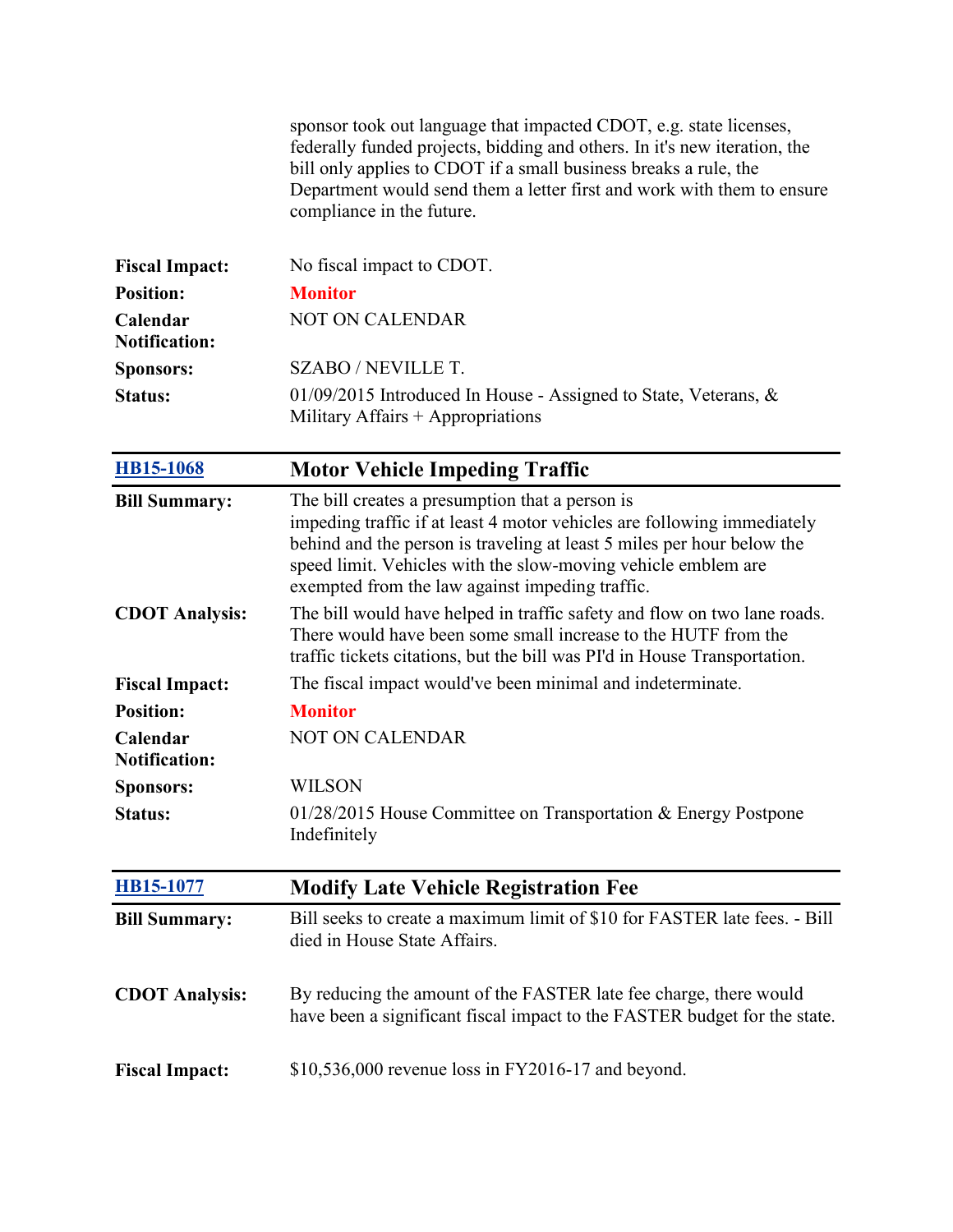sponsor took out language that impacted CDOT, e.g. state licenses, federally funded projects, bidding and others. In it's new iteration, the bill only applies to CDOT if a small business breaks a rule, the Department would send them a letter first and work with them to ensure compliance in the future.

| | |
|---|---|
| **Fiscal Impact:** | No fiscal impact to CDOT. |
| **Position:** | **Monitor** |
| **Calendar Notification:** | NOT ON CALENDAR |
| **Sponsors:** | SZABO / NEVILLE T. |
| **Status:** | 01/09/2015 Introduced In House - Assigned to State, Veterans, & Military Affairs + Appropriations |

| [HB15-1068](#) | **Motor Vehicle Impeding Traffic** |
|---|---|
| **Bill Summary:** | The bill creates a presumption that a person is impeding traffic if at least 4 motor vehicles are following immediately behind and the person is traveling at least 5 miles per hour below the speed limit. Vehicles with the slow-moving vehicle emblem are exempted from the law against impeding traffic. |
| **CDOT Analysis:** | The bill would have helped in traffic safety and flow on two lane roads. There would have been some small increase to the HUTF from the traffic tickets citations, but the bill was PI'd in House Transportation. |
| **Fiscal Impact:** | The fiscal impact would've been minimal and indeterminate. |
| **Position:** | **Monitor** |
| **Calendar Notification:** | NOT ON CALENDAR |
| **Sponsors:** | WILSON |
| **Status:** | 01/28/2015 House Committee on Transportation & Energy Postpone Indefinitely |

| [HB15-1077](#) | **Modify Late Vehicle Registration Fee** |
|---|---|
| **Bill Summary:** | Bill seeks to create a maximum limit of $10 for FASTER late fees. - Bill died in House State Affairs. |
| **CDOT Analysis:** | By reducing the amount of the FASTER late fee charge, there would have been a significant fiscal impact to the FASTER budget for the state. |
| **Fiscal Impact:** | $10,536,000 revenue loss in FY2016-17 and beyond. |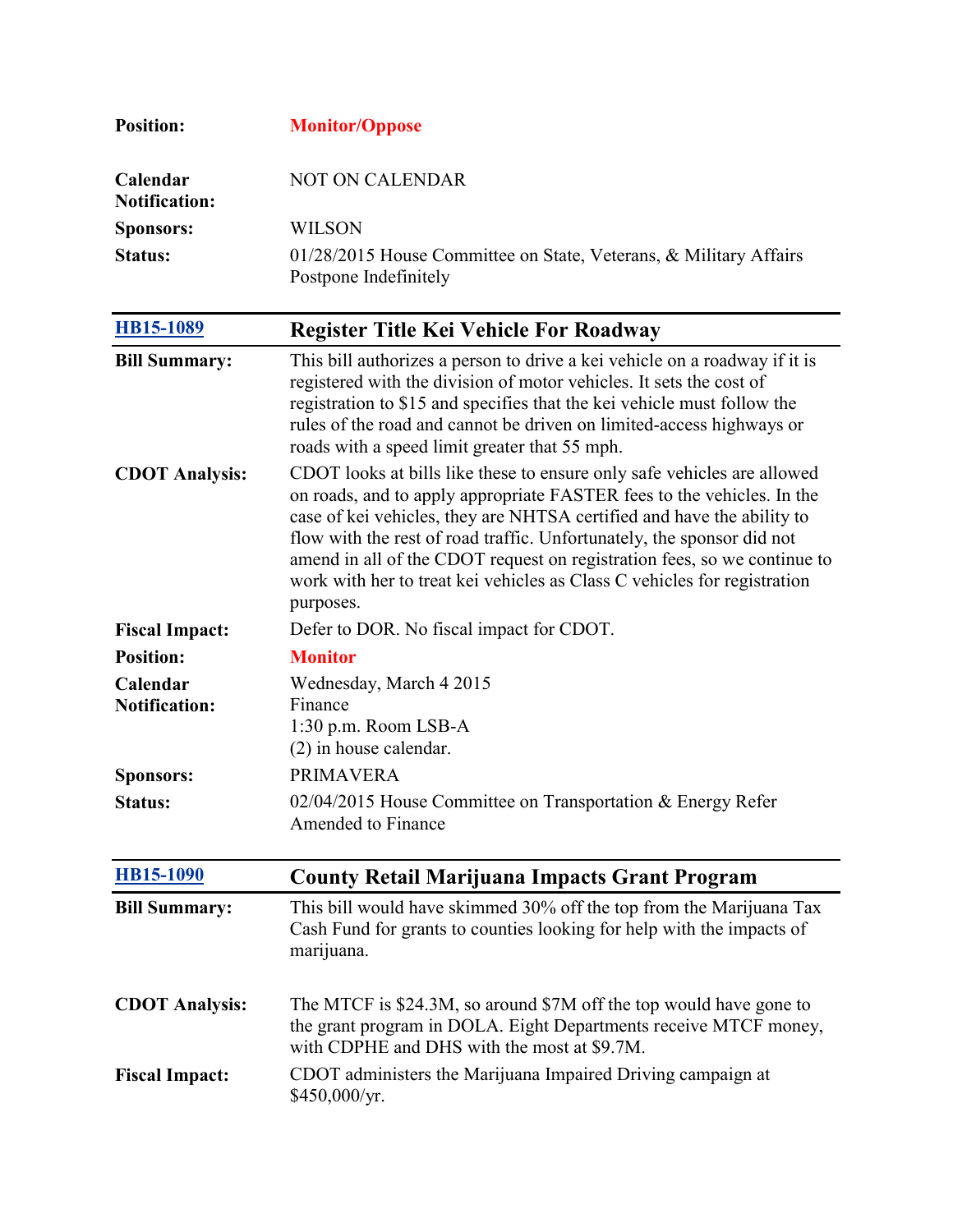| | |
|---|---|
| **Position:** | **Monitor/Oppose** |
| **Calendar Notification:** | NOT ON CALENDAR |
| **Sponsors:** | WILSON |
| **Status:** | 01/28/2015 House Committee on State, Veterans, & Military Affairs Postpone Indefinitely |

| [HB15-1089](#) | **Register Title Kei Vehicle For Roadway** |
|---|---|
| **Bill Summary:** | This bill authorizes a person to drive a kei vehicle on a roadway if it is registered with the division of motor vehicles. It sets the cost of registration to $15 and specifies that the kei vehicle must follow the rules of the road and cannot be driven on limited-access highways or roads with a speed limit greater that 55 mph. |
| **CDOT Analysis:** | CDOT looks at bills like these to ensure only safe vehicles are allowed on roads, and to apply appropriate FASTER fees to the vehicles. In the case of kei vehicles, they are NHTSA certified and have the ability to flow with the rest of road traffic. Unfortunately, the sponsor did not amend in all of the CDOT request on registration fees, so we continue to work with her to treat kei vehicles as Class C vehicles for registration purposes. |
| **Fiscal Impact:** | Defer to DOR. No fiscal impact for CDOT. |
| **Position:** | **Monitor** |
| **Calendar Notification:** | Wednesday, March 4 2015<br>Finance<br>1:30 p.m. Room LSB-A<br>(2) in house calendar. |
| **Sponsors:** | PRIMAVERA |
| **Status:** | 02/04/2015 House Committee on Transportation & Energy Refer Amended to Finance |

| [HB15-1090](#) | **County Retail Marijuana Impacts Grant Program** |
|---|---|
| **Bill Summary:** | This bill would have skimmed 30% off the top from the Marijuana Tax Cash Fund for grants to counties looking for help with the impacts of marijuana. |
| **CDOT Analysis:** | The MTCF is $24.3M, so around $7M off the top would have gone to the grant program in DOLA. Eight Departments receive MTCF money, with CDPHE and DHS with the most at $9.7M. |
| **Fiscal Impact:** | CDOT administers the Marijuana Impaired Driving campaign at $450,000/yr. |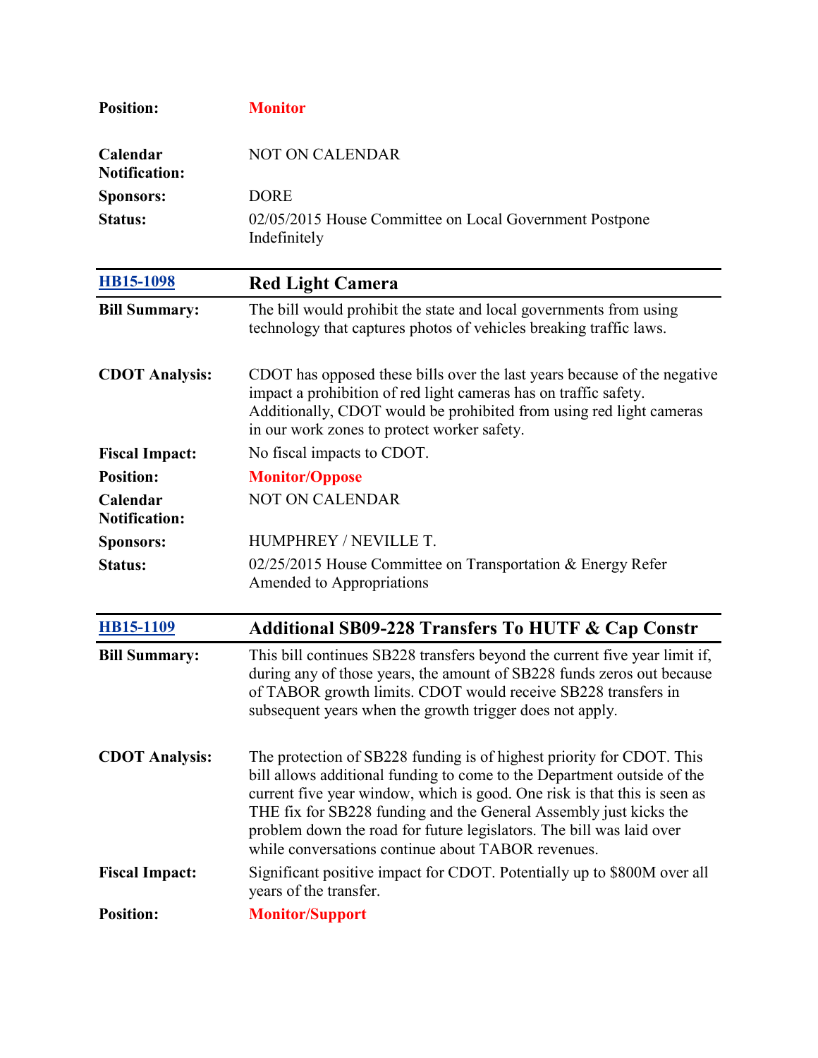| | |
|---|---|
| **Position:** | **Monitor** |
| **Calendar Notification:** | NOT ON CALENDAR |
| **Sponsors:** | DORE |
| **Status:** | 02/05/2015 House Committee on Local Government Postpone Indefinitely |

| [HB15-1098](#) | **Red Light Camera** |
|---|---|
| **Bill Summary:** | The bill would prohibit the state and local governments from using technology that captures photos of vehicles breaking traffic laws. |
| **CDOT Analysis:** | CDOT has opposed these bills over the last years because of the negative impact a prohibition of red light cameras has on traffic safety. Additionally, CDOT would be prohibited from using red light cameras in our work zones to protect worker safety. |
| **Fiscal Impact:** | No fiscal impacts to CDOT. |
| **Position:** | **Monitor/Oppose** |
| **Calendar Notification:** | NOT ON CALENDAR |
| **Sponsors:** | HUMPHREY / NEVILLE T. |
| **Status:** | 02/25/2015 House Committee on Transportation & Energy Refer Amended to Appropriations |

| [HB15-1109](#) | **Additional SB09-228 Transfers To HUTF & Cap Constr** |
|---|---|
| **Bill Summary:** | This bill continues SB228 transfers beyond the current five year limit if, during any of those years, the amount of SB228 funds zeros out because of TABOR growth limits. CDOT would receive SB228 transfers in subsequent years when the growth trigger does not apply. |
| **CDOT Analysis:** | The protection of SB228 funding is of highest priority for CDOT. This bill allows additional funding to come to the Department outside of the current five year window, which is good. One risk is that this is seen as THE fix for SB228 funding and the General Assembly just kicks the problem down the road for future legislators. The bill was laid over while conversations continue about TABOR revenues. |
| **Fiscal Impact:** | Significant positive impact for CDOT. Potentially up to $800M over all years of the transfer. |
| **Position:** | **Monitor/Support** |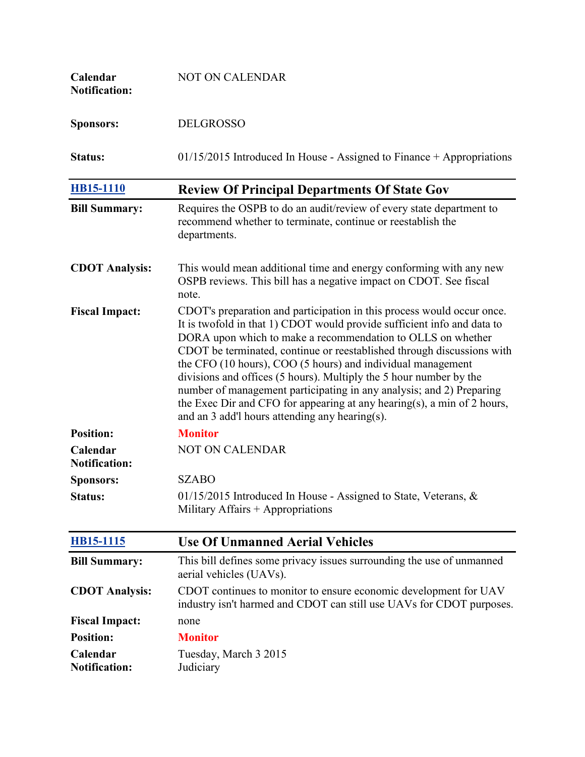| | |
|---|---|
| **Calendar Notification:** | NOT ON CALENDAR |
| **Sponsors:** | DELGROSSO |
| **Status:** | 01/15/2015 Introduced In House - Assigned to Finance + Appropriations |

| [HB15-1110](#) | **Review Of Principal Departments Of State Gov** |
|---|---|
| **Bill Summary:** | Requires the OSPB to do an audit/review of every state department to recommend whether to terminate, continue or reestablish the departments. |
| **CDOT Analysis:** | This would mean additional time and energy conforming with any new OSPB reviews. This bill has a negative impact on CDOT. See fiscal note. |
| **Fiscal Impact:** | CDOT's preparation and participation in this process would occur once. It is twofold in that 1) CDOT would provide sufficient info and data to DORA upon which to make a recommendation to OLLS on whether CDOT be terminated, continue or reestablished through discussions with the CFO (10 hours), COO (5 hours) and individual management divisions and offices (5 hours). Multiply the 5 hour number by the number of management participating in any analysis; and 2) Preparing the Exec Dir and CFO for appearing at any hearing(s), a min of 2 hours, and an 3 add'l hours attending any hearing(s). |
| **Position:** | **Monitor** |
| **Calendar Notification:** | NOT ON CALENDAR |
| **Sponsors:** | SZABO |
| **Status:** | 01/15/2015 Introduced In House - Assigned to State, Veterans, & Military Affairs + Appropriations |

| [HB15-1115](#) | **Use Of Unmanned Aerial Vehicles** |
|---|---|
| **Bill Summary:** | This bill defines some privacy issues surrounding the use of unmanned aerial vehicles (UAVs). |
| **CDOT Analysis:** | CDOT continues to monitor to ensure economic development for UAV industry isn't harmed and CDOT can still use UAVs for CDOT purposes. |
| **Fiscal Impact:** | none |
| **Position:** | **Monitor** |
| **Calendar Notification:** | Tuesday, March 3 2015 Judiciary |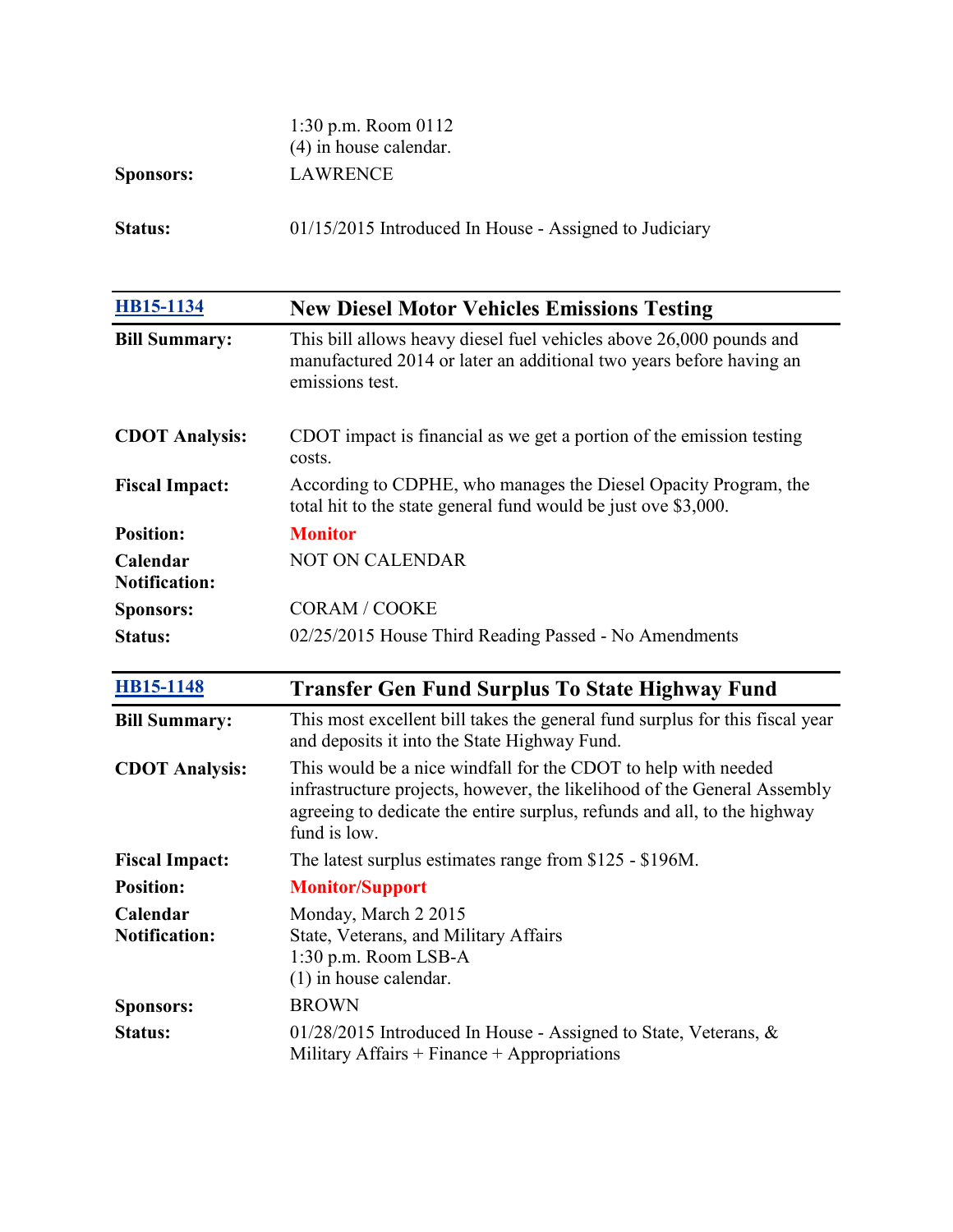| | |
|---|---|
| | 1:30 p.m. Room 0112<br>(4) in house calendar. |
| **Sponsors:** | LAWRENCE |
| **Status:** | 01/15/2015 Introduced In House - Assigned to Judiciary |

| [HB15-1134](#) | **New Diesel Motor Vehicles Emissions Testing** |
|---|---|
| **Bill Summary:** | This bill allows heavy diesel fuel vehicles above 26,000 pounds and manufactured 2014 or later an additional two years before having an emissions test. |
| **CDOT Analysis:** | CDOT impact is financial as we get a portion of the emission testing costs. |
| **Fiscal Impact:** | According to CDPHE, who manages the Diesel Opacity Program, the total hit to the state general fund would be just ove $3,000. |
| **Position:** | **Monitor** |
| **Calendar Notification:** | NOT ON CALENDAR |
| **Sponsors:** | CORAM / COOKE |
| **Status:** | 02/25/2015 House Third Reading Passed - No Amendments |

| [HB15-1148](#) | **Transfer Gen Fund Surplus To State Highway Fund** |
|---|---|
| **Bill Summary:** | This most excellent bill takes the general fund surplus for this fiscal year and deposits it into the State Highway Fund. |
| **CDOT Analysis:** | This would be a nice windfall for the CDOT to help with needed infrastructure projects, however, the likelihood of the General Assembly agreeing to dedicate the entire surplus, refunds and all, to the highway fund is low. |
| **Fiscal Impact:** | The latest surplus estimates range from $125 - $196M. |
| **Position:** | **Monitor/Support** |
| **Calendar Notification:** | Monday, March 2 2015<br>State, Veterans, and Military Affairs<br>1:30 p.m. Room LSB-A<br>(1) in house calendar. |
| **Sponsors:** | BROWN |
| **Status:** | 01/28/2015 Introduced In House - Assigned to State, Veterans, & Military Affairs + Finance + Appropriations |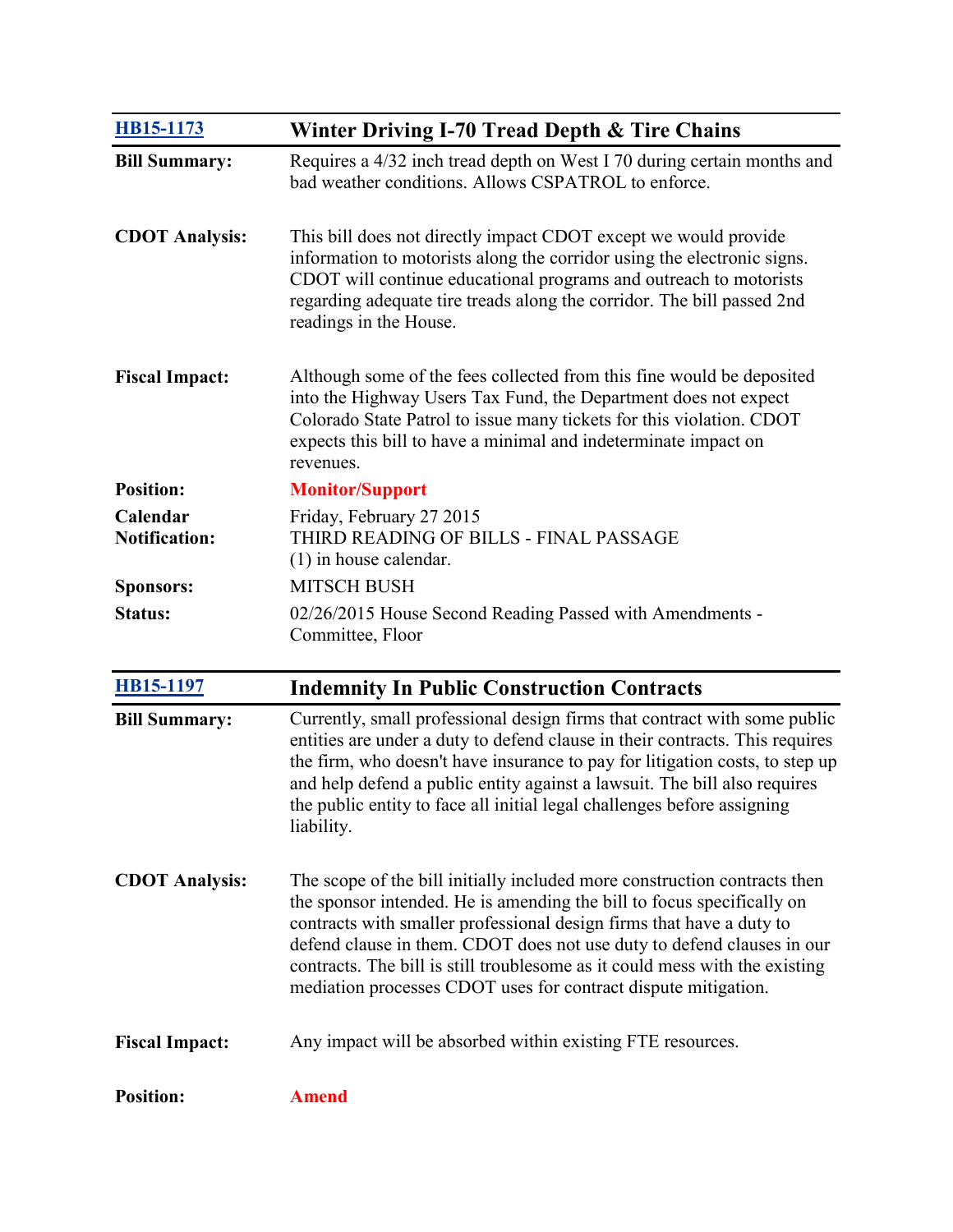## [HB15-1173] Winter Driving I-70 Tread Depth & Tire Chains

**Bill Summary:** Requires a 4/32 inch tread depth on West I 70 during certain months and bad weather conditions. Allows CSPATROL to enforce.

**CDOT Analysis:** This bill does not directly impact CDOT except we would provide information to motorists along the corridor using the electronic signs. CDOT will continue educational programs and outreach to motorists regarding adequate tire treads along the corridor. The bill passed 2nd readings in the House.

**Fiscal Impact:** Although some of the fees collected from this fine would be deposited into the Highway Users Tax Fund, the Department does not expect Colorado State Patrol to issue many tickets for this violation. CDOT expects this bill to have a minimal and indeterminate impact on revenues.

**Position:** **Monitor/Support**

**Calendar Notification:** Friday, February 27 2015
THIRD READING OF BILLS - FINAL PASSAGE
(1) in house calendar.

**Sponsors:** MITSCH BUSH

**Status:** 02/26/2015 House Second Reading Passed with Amendments - Committee, Floor

## [HB15-1197] Indemnity In Public Construction Contracts

**Bill Summary:** Currently, small professional design firms that contract with some public entities are under a duty to defend clause in their contracts. This requires the firm, who doesn't have insurance to pay for litigation costs, to step up and help defend a public entity against a lawsuit. The bill also requires the public entity to face all initial legal challenges before assigning liability.

**CDOT Analysis:** The scope of the bill initially included more construction contracts then the sponsor intended. He is amending the bill to focus specifically on contracts with smaller professional design firms that have a duty to defend clause in them. CDOT does not use duty to defend clauses in our contracts. The bill is still troublesome as it could mess with the existing mediation processes CDOT uses for contract dispute mitigation.

**Fiscal Impact:** Any impact will be absorbed within existing FTE resources.

**Position:** **Amend**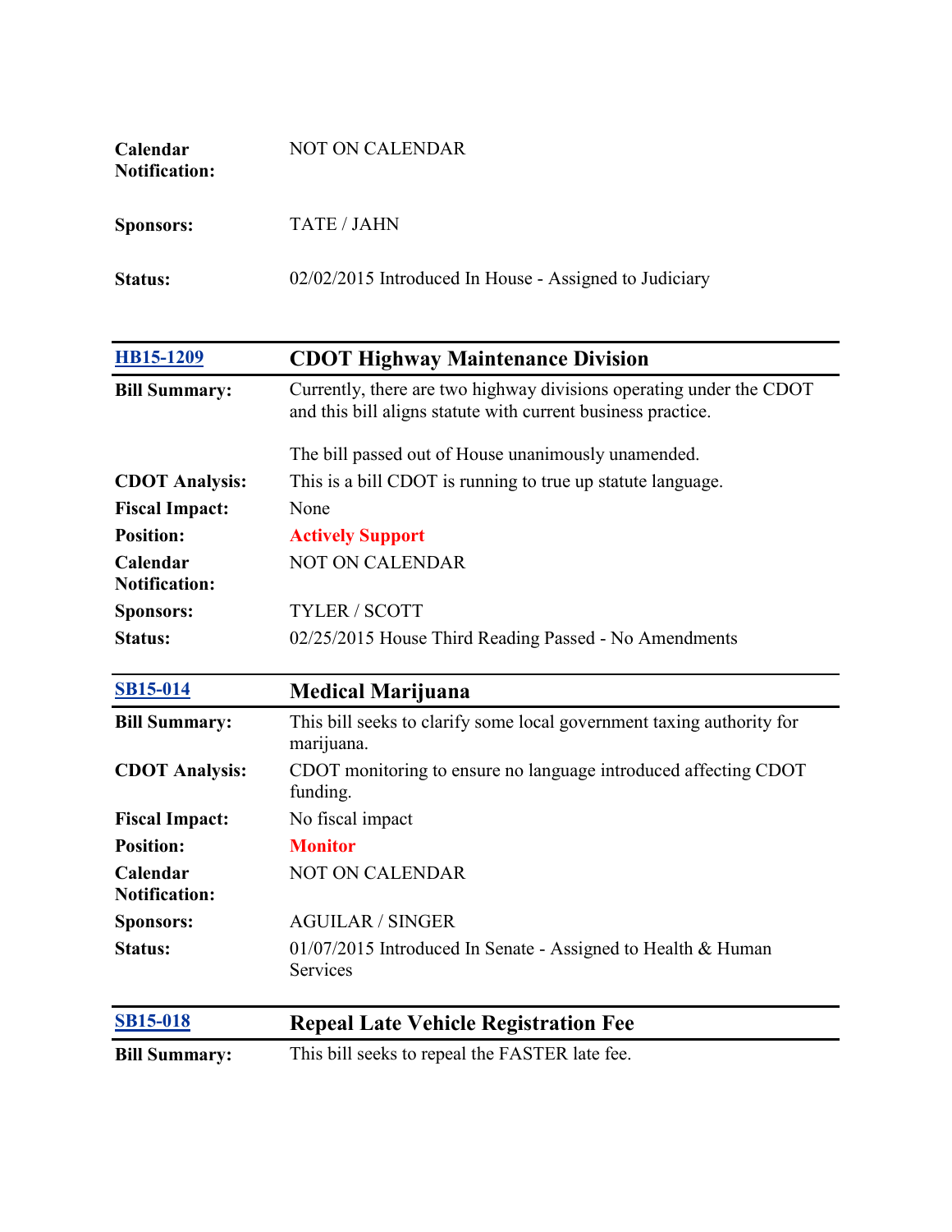| | |
|---|---|
| **Calendar Notification:** | NOT ON CALENDAR |
| **Sponsors:** | TATE / JAHN |
| **Status:** | 02/02/2015 Introduced In House - Assigned to Judiciary |

| [HB15-1209](HB15-1209) | **CDOT Highway Maintenance Division** |
|---|---|
| **Bill Summary:** | Currently, there are two highway divisions operating under the CDOT and this bill aligns statute with current business practice.<br><br>The bill passed out of House unanimously unamended. |
| **CDOT Analysis:** | This is a bill CDOT is running to true up statute language. |
| **Fiscal Impact:** | None |
| **Position:** | **Actively Support** |
| **Calendar Notification:** | NOT ON CALENDAR |
| **Sponsors:** | TYLER / SCOTT |
| **Status:** | 02/25/2015 House Third Reading Passed - No Amendments |

| [SB15-014](SB15-014) | **Medical Marijuana** |
|---|---|
| **Bill Summary:** | This bill seeks to clarify some local government taxing authority for marijuana. |
| **CDOT Analysis:** | CDOT monitoring to ensure no language introduced affecting CDOT funding. |
| **Fiscal Impact:** | No fiscal impact |
| **Position:** | **Monitor** |
| **Calendar Notification:** | NOT ON CALENDAR |
| **Sponsors:** | AGUILAR / SINGER |
| **Status:** | 01/07/2015 Introduced In Senate - Assigned to Health & Human Services |

| [SB15-018](SB15-018) | **Repeal Late Vehicle Registration Fee** |
|---|---|
| **Bill Summary:** | This bill seeks to repeal the FASTER late fee. |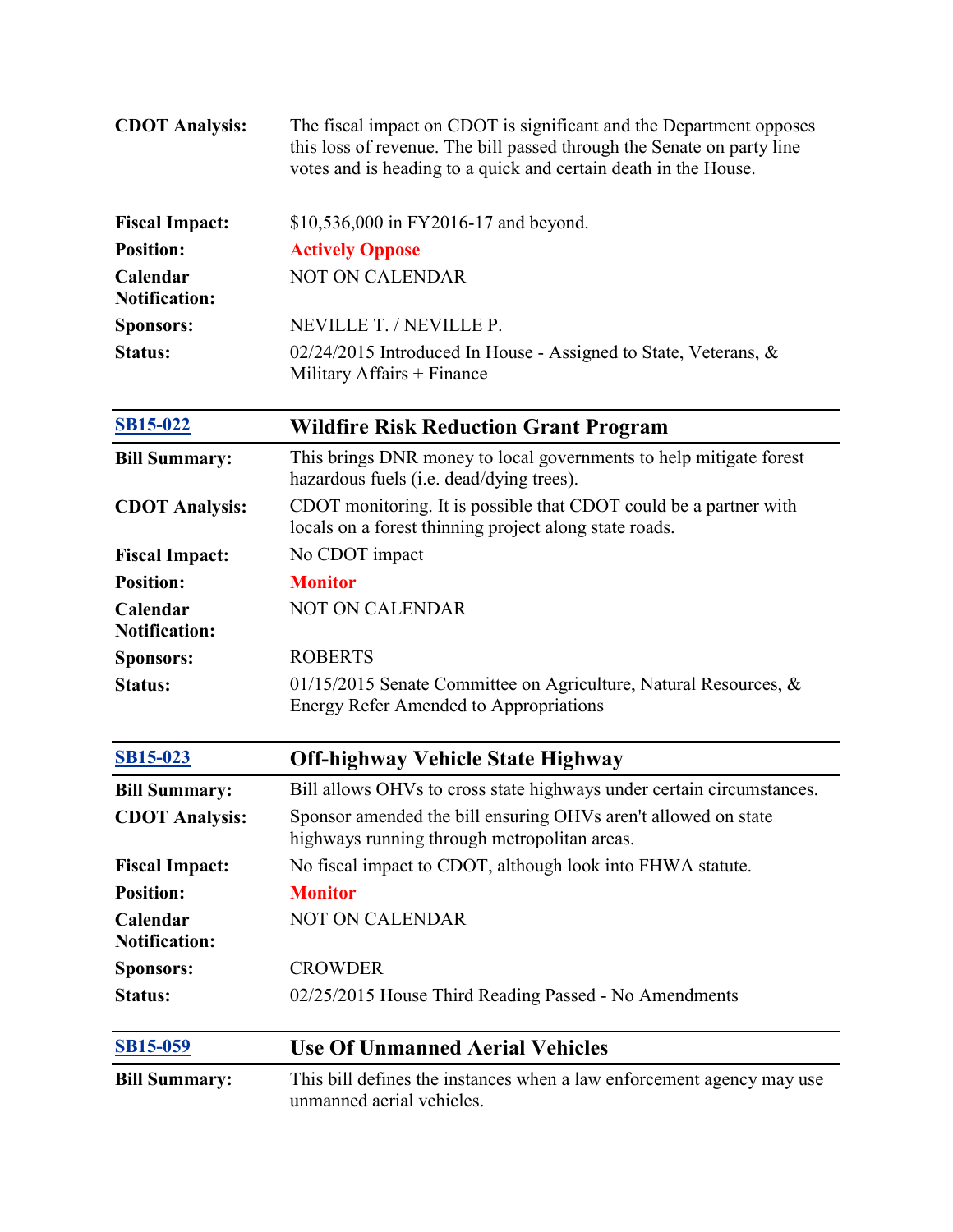| | |
|---|---|
| **CDOT Analysis:** | The fiscal impact on CDOT is significant and the Department opposes this loss of revenue. The bill passed through the Senate on party line votes and is heading to a quick and certain death in the House. |
| **Fiscal Impact:** | $10,536,000 in FY2016-17 and beyond. |
| **Position:** | **Actively Oppose** |
| **Calendar Notification:** | NOT ON CALENDAR |
| **Sponsors:** | NEVILLE T. / NEVILLE P. |
| **Status:** | 02/24/2015 Introduced In House - Assigned to State, Veterans, & Military Affairs + Finance |

| [SB15-022] | **Wildfire Risk Reduction Grant Program** |
|---|---|
| **Bill Summary:** | This brings DNR money to local governments to help mitigate forest hazardous fuels (i.e. dead/dying trees). |
| **CDOT Analysis:** | CDOT monitoring. It is possible that CDOT could be a partner with locals on a forest thinning project along state roads. |
| **Fiscal Impact:** | No CDOT impact |
| **Position:** | **Monitor** |
| **Calendar Notification:** | NOT ON CALENDAR |
| **Sponsors:** | ROBERTS |
| **Status:** | 01/15/2015 Senate Committee on Agriculture, Natural Resources, & Energy Refer Amended to Appropriations |

| [SB15-023] | **Off-highway Vehicle State Highway** |
|---|---|
| **Bill Summary:** | Bill allows OHVs to cross state highways under certain circumstances. |
| **CDOT Analysis:** | Sponsor amended the bill ensuring OHVs aren't allowed on state highways running through metropolitan areas. |
| **Fiscal Impact:** | No fiscal impact to CDOT, although look into FHWA statute. |
| **Position:** | **Monitor** |
| **Calendar Notification:** | NOT ON CALENDAR |
| **Sponsors:** | CROWDER |
| **Status:** | 02/25/2015 House Third Reading Passed - No Amendments |

| [SB15-059] | **Use Of Unmanned Aerial Vehicles** |
|---|---|
| **Bill Summary:** | This bill defines the instances when a law enforcement agency may use unmanned aerial vehicles. |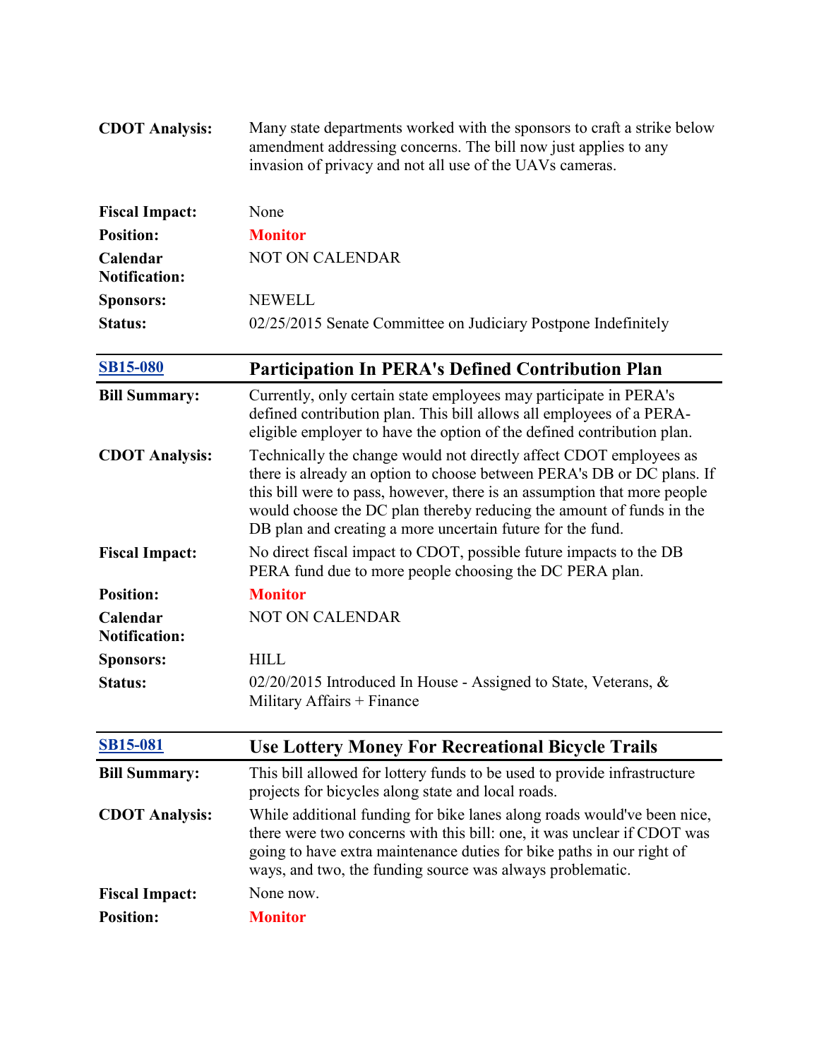| | |
|---|---|
| **CDOT Analysis:** | Many state departments worked with the sponsors to craft a strike below amendment addressing concerns. The bill now just applies to any invasion of privacy and not all use of the UAVs cameras. |
| **Fiscal Impact:** | None |
| **Position:** | **Monitor** |
| **Calendar Notification:** | NOT ON CALENDAR |
| **Sponsors:** | NEWELL |
| **Status:** | 02/25/2015 Senate Committee on Judiciary Postpone Indefinitely |

| [SB15-080]() | **Participation In PERA's Defined Contribution Plan** |
|---|---|
| **Bill Summary:** | Currently, only certain state employees may participate in PERA's defined contribution plan. This bill allows all employees of a PERA-eligible employer to have the option of the defined contribution plan. |
| **CDOT Analysis:** | Technically the change would not directly affect CDOT employees as there is already an option to choose between PERA's DB or DC plans. If this bill were to pass, however, there is an assumption that more people would choose the DC plan thereby reducing the amount of funds in the DB plan and creating a more uncertain future for the fund. |
| **Fiscal Impact:** | No direct fiscal impact to CDOT, possible future impacts to the DB PERA fund due to more people choosing the DC PERA plan. |
| **Position:** | **Monitor** |
| **Calendar Notification:** | NOT ON CALENDAR |
| **Sponsors:** | HILL |
| **Status:** | 02/20/2015 Introduced In House - Assigned to State, Veterans, & Military Affairs + Finance |

| [SB15-081]() | **Use Lottery Money For Recreational Bicycle Trails** |
|---|---|
| **Bill Summary:** | This bill allowed for lottery funds to be used to provide infrastructure projects for bicycles along state and local roads. |
| **CDOT Analysis:** | While additional funding for bike lanes along roads would've been nice, there were two concerns with this bill: one, it was unclear if CDOT was going to have extra maintenance duties for bike paths in our right of ways, and two, the funding source was always problematic. |
| **Fiscal Impact:** | None now. |
| **Position:** | **Monitor** |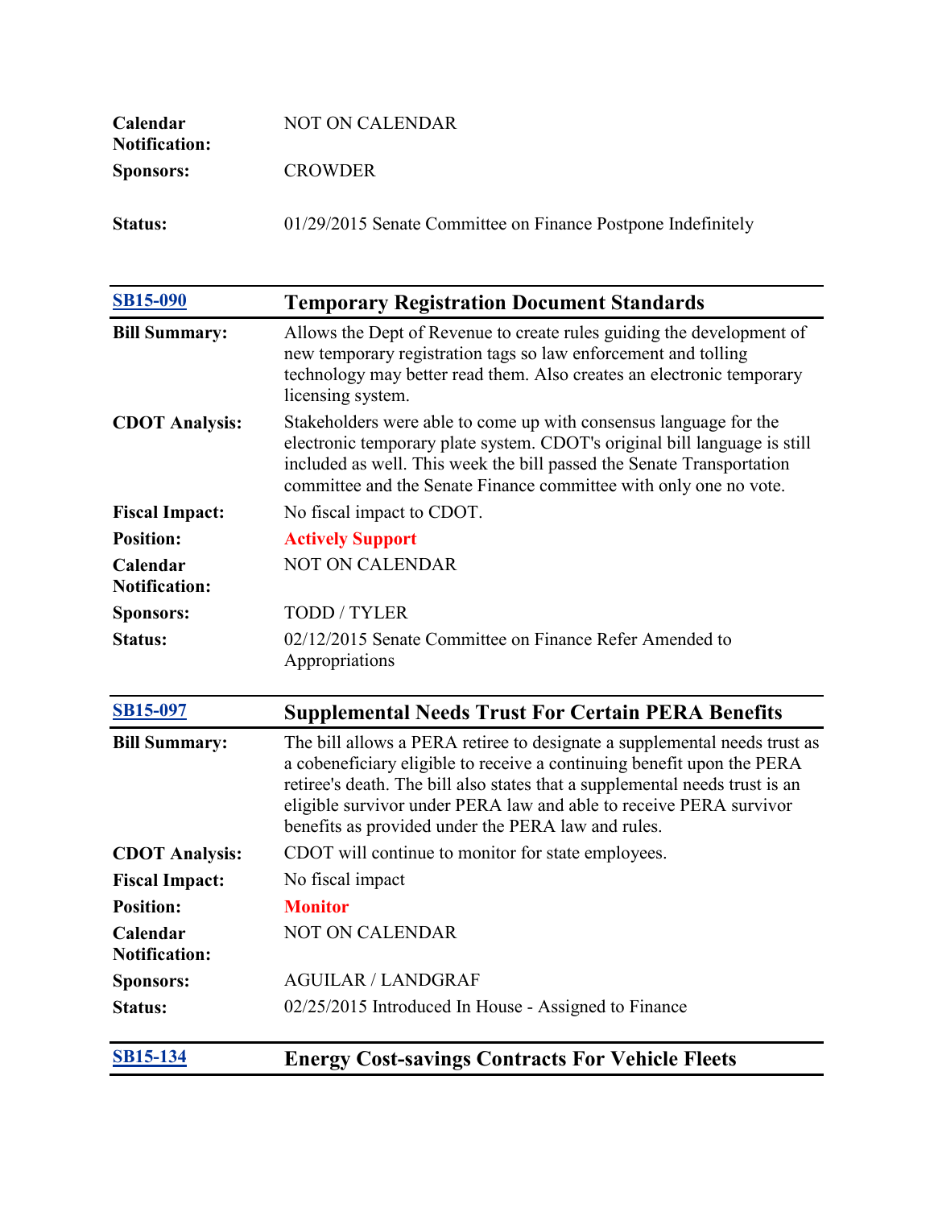| | |
|---|---|
| **Calendar Notification:** | NOT ON CALENDAR |
| **Sponsors:** | CROWDER |
| **Status:** | 01/29/2015 Senate Committee on Finance Postpone Indefinitely |

| [SB15-090]() | **Temporary Registration Document Standards** |
|---|---|
| **Bill Summary:** | Allows the Dept of Revenue to create rules guiding the development of new temporary registration tags so law enforcement and tolling technology may better read them. Also creates an electronic temporary licensing system. |
| **CDOT Analysis:** | Stakeholders were able to come up with consensus language for the electronic temporary plate system. CDOT's original bill language is still included as well. This week the bill passed the Senate Transportation committee and the Senate Finance committee with only one no vote. |
| **Fiscal Impact:** | No fiscal impact to CDOT. |
| **Position:** | **Actively Support** |
| **Calendar Notification:** | NOT ON CALENDAR |
| **Sponsors:** | TODD / TYLER |
| **Status:** | 02/12/2015 Senate Committee on Finance Refer Amended to Appropriations |

| [SB15-097]() | **Supplemental Needs Trust For Certain PERA Benefits** |
|---|---|
| **Bill Summary:** | The bill allows a PERA retiree to designate a supplemental needs trust as a cobeneficiary eligible to receive a continuing benefit upon the PERA retiree's death. The bill also states that a supplemental needs trust is an eligible survivor under PERA law and able to receive PERA survivor benefits as provided under the PERA law and rules. |
| **CDOT Analysis:** | CDOT will continue to monitor for state employees. |
| **Fiscal Impact:** | No fiscal impact |
| **Position:** | **Monitor** |
| **Calendar Notification:** | NOT ON CALENDAR |
| **Sponsors:** | AGUILAR / LANDGRAF |
| **Status:** | 02/25/2015 Introduced In House - Assigned to Finance |

| [SB15-134]() | **Energy Cost-savings Contracts For Vehicle Fleets** |
|---|---|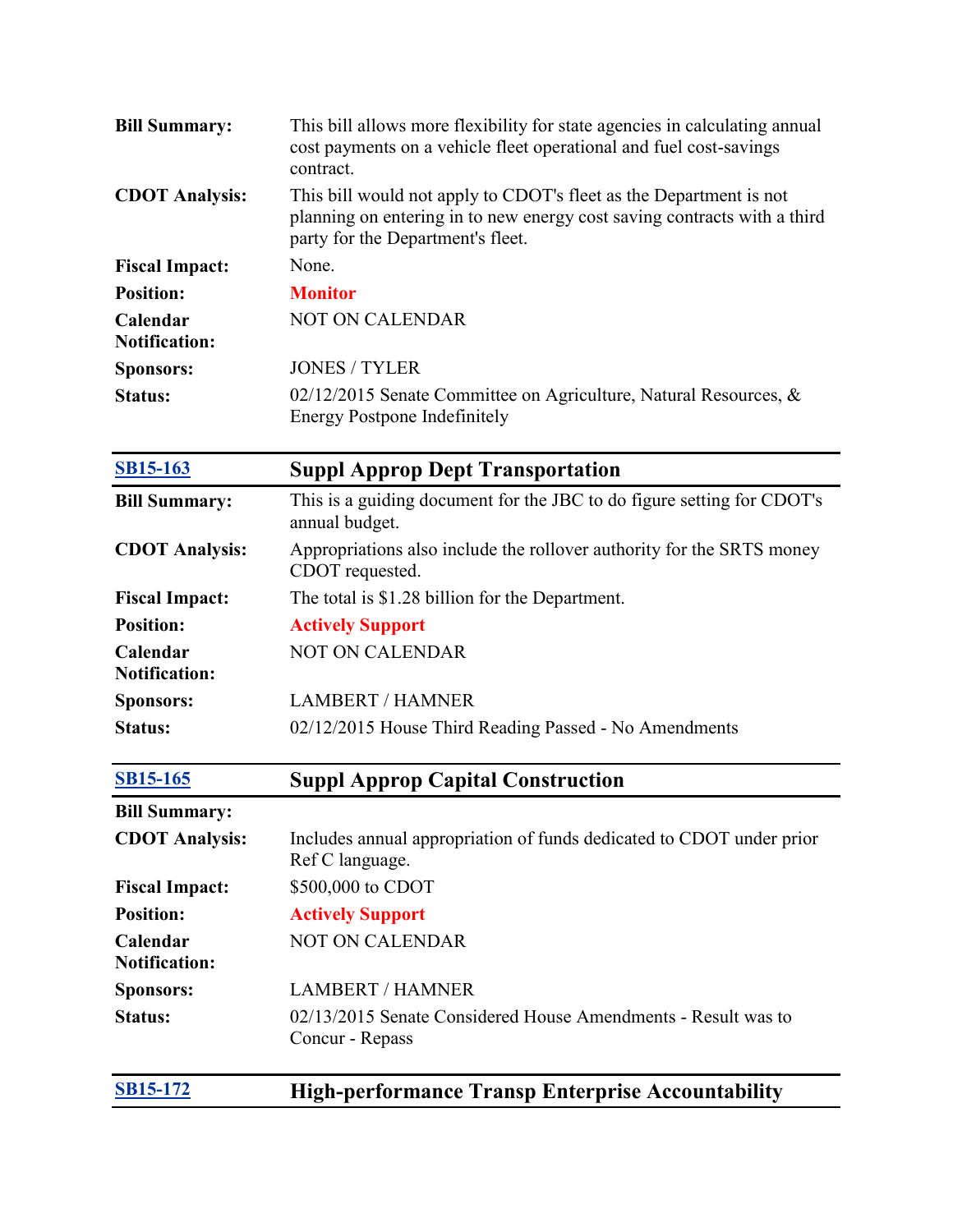| | |
|---|---|
| **Bill Summary:** | This bill allows more flexibility for state agencies in calculating annual cost payments on a vehicle fleet operational and fuel cost-savings contract. |
| **CDOT Analysis:** | This bill would not apply to CDOT's fleet as the Department is not planning on entering in to new energy cost saving contracts with a third party for the Department's fleet. |
| **Fiscal Impact:** | None. |
| **Position:** | **Monitor** |
| **Calendar Notification:** | NOT ON CALENDAR |
| **Sponsors:** | JONES / TYLER |
| **Status:** | 02/12/2015 Senate Committee on Agriculture, Natural Resources, & Energy Postpone Indefinitely |

| SB15-163 | **Suppl Approp Dept Transportation** |
|---|---|
| **Bill Summary:** | This is a guiding document for the JBC to do figure setting for CDOT's annual budget. |
| **CDOT Analysis:** | Appropriations also include the rollover authority for the SRTS money CDOT requested. |
| **Fiscal Impact:** | The total is $1.28 billion for the Department. |
| **Position:** | **Actively Support** |
| **Calendar Notification:** | NOT ON CALENDAR |
| **Sponsors:** | LAMBERT / HAMNER |
| **Status:** | 02/12/2015 House Third Reading Passed - No Amendments |

| SB15-165 | **Suppl Approp Capital Construction** |
|---|---|
| **Bill Summary:** | |
| **CDOT Analysis:** | Includes annual appropriation of funds dedicated to CDOT under prior Ref C language. |
| **Fiscal Impact:** | $500,000 to CDOT |
| **Position:** | **Actively Support** |
| **Calendar Notification:** | NOT ON CALENDAR |
| **Sponsors:** | LAMBERT / HAMNER |
| **Status:** | 02/13/2015 Senate Considered House Amendments - Result was to Concur - Repass |

| SB15-172 | **High-performance Transp Enterprise Accountability** |
|---|---|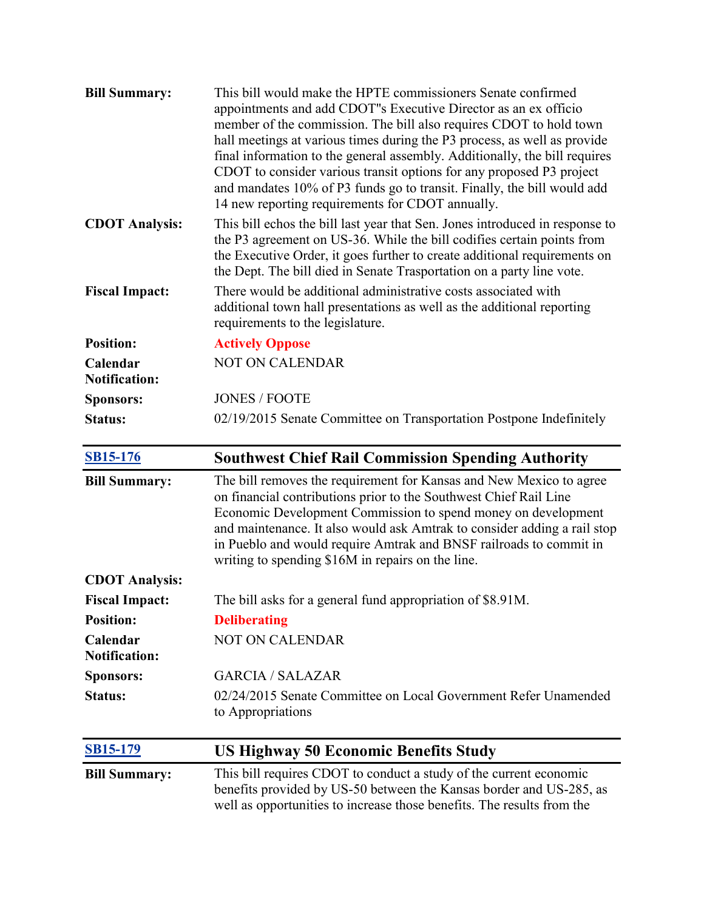| | |
|---|---|
| **Bill Summary:** | This bill would make the HPTE commissioners Senate confirmed appointments and add CDOT"s Executive Director as an ex officio member of the commission. The bill also requires CDOT to hold town hall meetings at various times during the P3 process, as well as provide final information to the general assembly. Additionally, the bill requires CDOT to consider various transit options for any proposed P3 project and mandates 10% of P3 funds go to transit. Finally, the bill would add 14 new reporting requirements for CDOT annually. |
| **CDOT Analysis:** | This bill echos the bill last year that Sen. Jones introduced in response to the P3 agreement on US-36. While the bill codifies certain points from the Executive Order, it goes further to create additional requirements on the Dept. The bill died in Senate Trasportation on a party line vote. |
| **Fiscal Impact:** | There would be additional administrative costs associated with additional town hall presentations as well as the additional reporting requirements to the legislature. |
| **Position:** | **Actively Oppose** |
| **Calendar Notification:** | NOT ON CALENDAR |
| **Sponsors:** | JONES / FOOTE |
| **Status:** | 02/19/2015 Senate Committee on Transportation Postpone Indefinitely |

| SB15-176 | Southwest Chief Rail Commission Spending Authority |
|---|---|
| **Bill Summary:** | The bill removes the requirement for Kansas and New Mexico to agree on financial contributions prior to the Southwest Chief Rail Line Economic Development Commission to spend money on development and maintenance. It also would ask Amtrak to consider adding a rail stop in Pueblo and would require Amtrak and BNSF railroads to commit in writing to spending $16M in repairs on the line. |
| **CDOT Analysis:** | |
| **Fiscal Impact:** | The bill asks for a general fund appropriation of $8.91M. |
| **Position:** | **Deliberating** |
| **Calendar Notification:** | NOT ON CALENDAR |
| **Sponsors:** | GARCIA / SALAZAR |
| **Status:** | 02/24/2015 Senate Committee on Local Government Refer Unamended to Appropriations |

| SB15-179 | US Highway 50 Economic Benefits Study |
|---|---|
| **Bill Summary:** | This bill requires CDOT to conduct a study of the current economic benefits provided by US-50 between the Kansas border and US-285, as well as opportunities to increase those benefits. The results from the |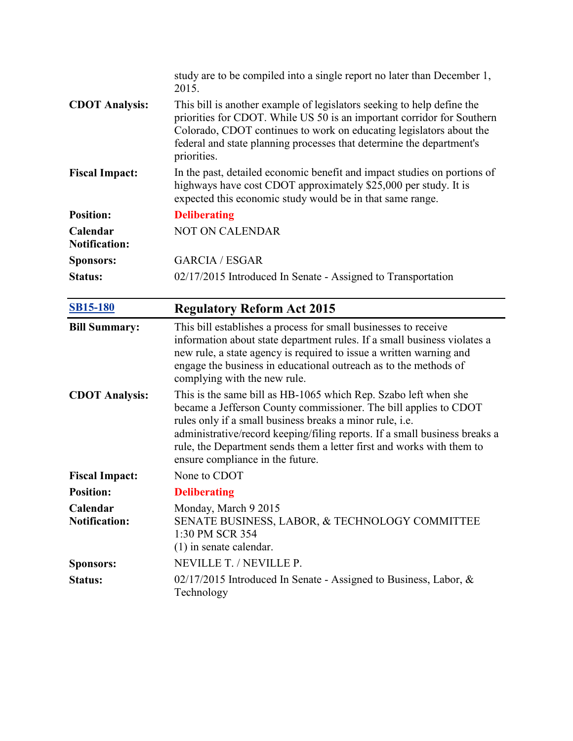study are to be compiled into a single report no later than December 1, 2015.

**CDOT Analysis:** This bill is another example of legislators seeking to help define the priorities for CDOT. While US 50 is an important corridor for Southern Colorado, CDOT continues to work on educating legislators about the federal and state planning processes that determine the department's priorities.

**Fiscal Impact:** In the past, detailed economic benefit and impact studies on portions of highways have cost CDOT approximately $25,000 per study. It is expected this economic study would be in that same range.

**Position:** **Deliberating**

**Calendar Notification:** NOT ON CALENDAR

**Sponsors:** GARCIA / ESGAR

**Status:** 02/17/2015 Introduced In Senate - Assigned to Transportation

---

## SB15-180 — Regulatory Reform Act 2015

**Bill Summary:** This bill establishes a process for small businesses to receive information about state department rules. If a small business violates a new rule, a state agency is required to issue a written warning and engage the business in educational outreach as to the methods of complying with the new rule.

**CDOT Analysis:** This is the same bill as HB-1065 which Rep. Szabo left when she became a Jefferson County commissioner. The bill applies to CDOT rules only if a small business breaks a minor rule, i.e. administrative/record keeping/filing reports. If a small business breaks a rule, the Department sends them a letter first and works with them to ensure compliance in the future.

**Fiscal Impact:** None to CDOT

**Position:** **Deliberating**

**Calendar Notification:** Monday, March 9 2015
SENATE BUSINESS, LABOR, & TECHNOLOGY COMMITTEE
1:30 PM SCR 354
(1) in senate calendar.

**Sponsors:** NEVILLE T. / NEVILLE P.

**Status:** 02/17/2015 Introduced In Senate - Assigned to Business, Labor, & Technology